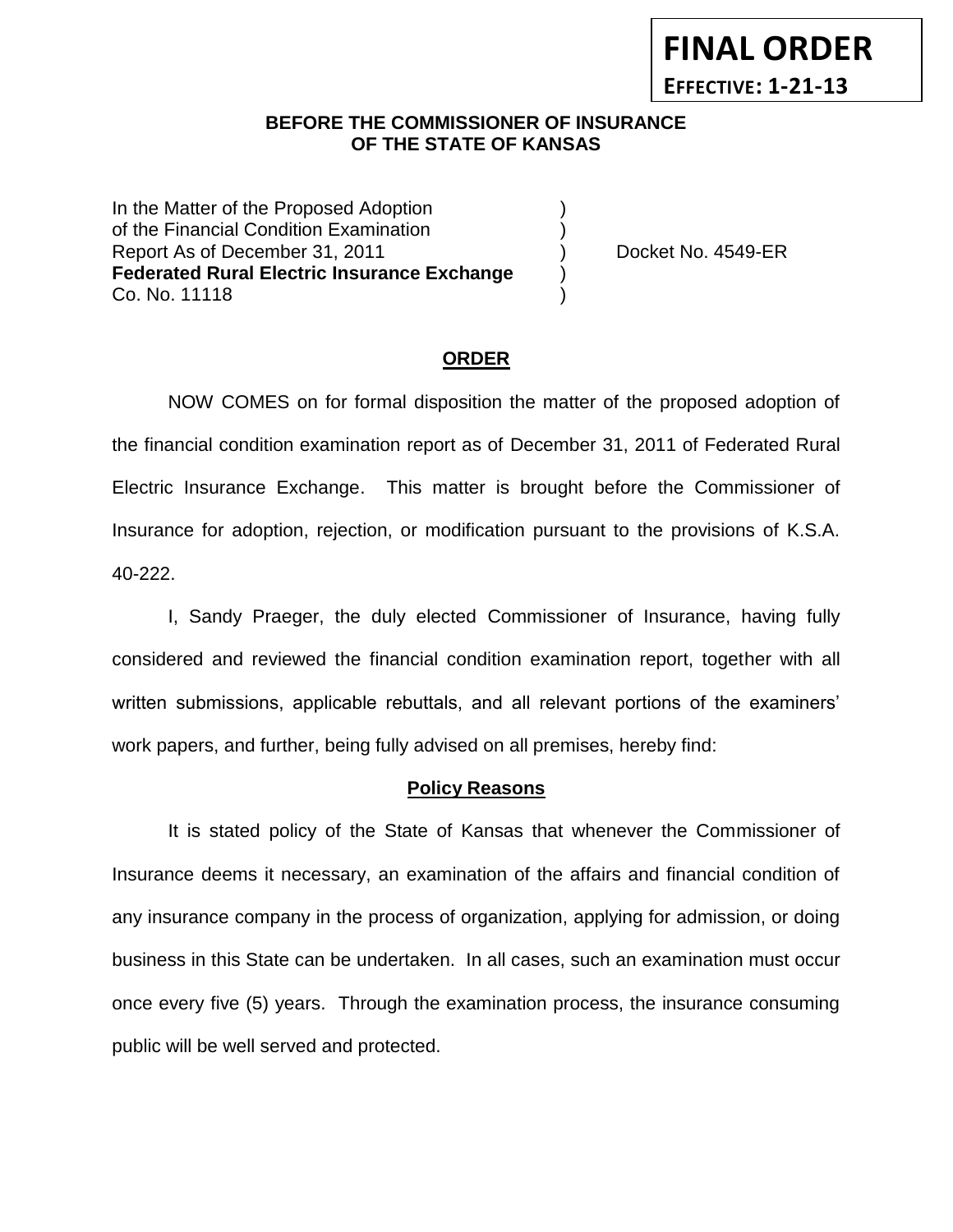**FINAL ORDER**

**EFFECTIVE: 1-21-13**

**BEFORE THE COMMISSIONER OF INSURANCE**
**OF THE STATE OF KANSAS**

In the Matter of the Proposed Adoption )
of the Financial Condition Examination )
Report As of December 31, 2011 ) Docket No. 4549-ER
**Federated Rural Electric Insurance Exchange** )
Co. No. 11118 )

## ORDER

NOW COMES on for formal disposition the matter of the proposed adoption of the financial condition examination report as of December 31, 2011 of Federated Rural Electric Insurance Exchange. This matter is brought before the Commissioner of Insurance for adoption, rejection, or modification pursuant to the provisions of K.S.A. 40-222.

I, Sandy Praeger, the duly elected Commissioner of Insurance, having fully considered and reviewed the financial condition examination report, together with all written submissions, applicable rebuttals, and all relevant portions of the examiners' work papers, and further, being fully advised on all premises, hereby find:

### Policy Reasons

It is stated policy of the State of Kansas that whenever the Commissioner of Insurance deems it necessary, an examination of the affairs and financial condition of any insurance company in the process of organization, applying for admission, or doing business in this State can be undertaken. In all cases, such an examination must occur once every five (5) years. Through the examination process, the insurance consuming public will be well served and protected.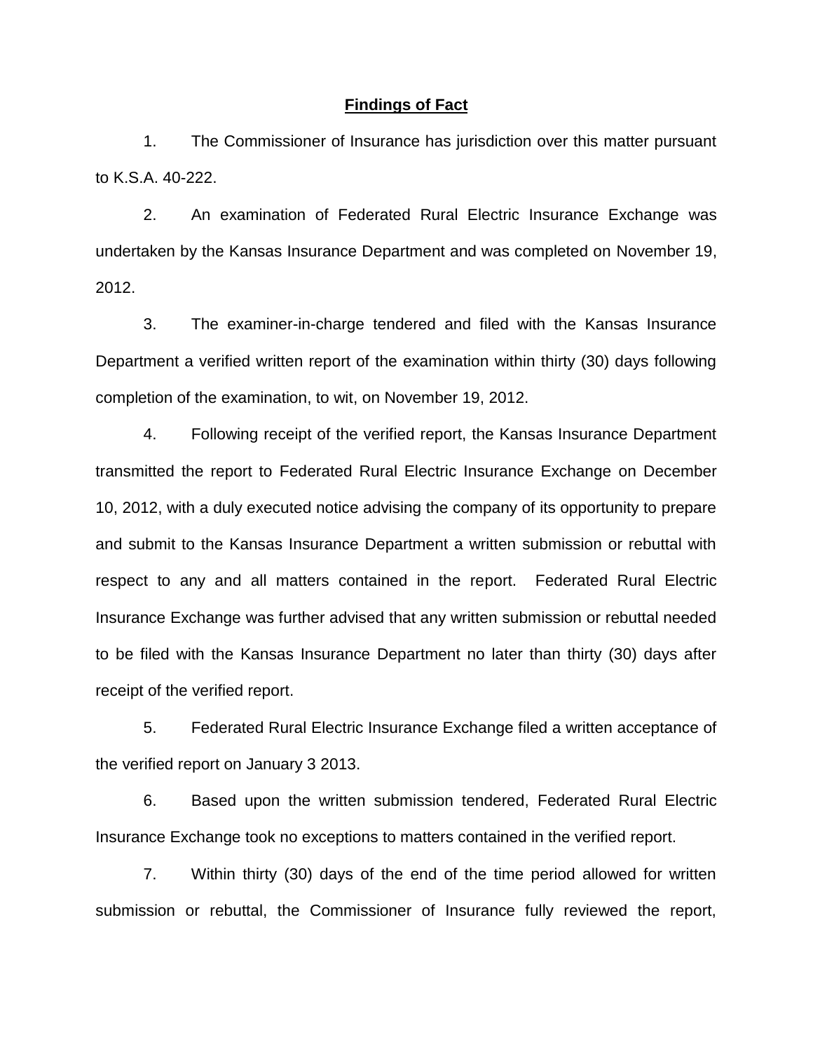## Findings of Fact

1. The Commissioner of Insurance has jurisdiction over this matter pursuant to K.S.A. 40-222.

2. An examination of Federated Rural Electric Insurance Exchange was undertaken by the Kansas Insurance Department and was completed on November 19, 2012.

3. The examiner-in-charge tendered and filed with the Kansas Insurance Department a verified written report of the examination within thirty (30) days following completion of the examination, to wit, on November 19, 2012.

4. Following receipt of the verified report, the Kansas Insurance Department transmitted the report to Federated Rural Electric Insurance Exchange on December 10, 2012, with a duly executed notice advising the company of its opportunity to prepare and submit to the Kansas Insurance Department a written submission or rebuttal with respect to any and all matters contained in the report. Federated Rural Electric Insurance Exchange was further advised that any written submission or rebuttal needed to be filed with the Kansas Insurance Department no later than thirty (30) days after receipt of the verified report.

5. Federated Rural Electric Insurance Exchange filed a written acceptance of the verified report on January 3 2013.

6. Based upon the written submission tendered, Federated Rural Electric Insurance Exchange took no exceptions to matters contained in the verified report.

7. Within thirty (30) days of the end of the time period allowed for written submission or rebuttal, the Commissioner of Insurance fully reviewed the report,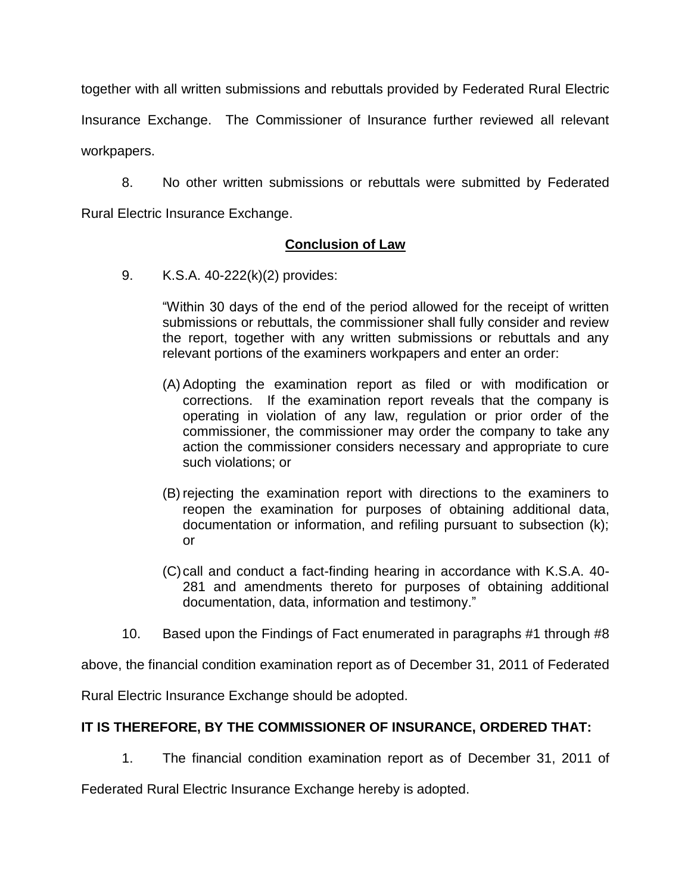together with all written submissions and rebuttals provided by Federated Rural Electric Insurance Exchange. The Commissioner of Insurance further reviewed all relevant workpapers.

8. No other written submissions or rebuttals were submitted by Federated Rural Electric Insurance Exchange.

## **Conclusion of Law**

9. K.S.A. 40-222(k)(2) provides:

> "Within 30 days of the end of the period allowed for the receipt of written submissions or rebuttals, the commissioner shall fully consider and review the report, together with any written submissions or rebuttals and any relevant portions of the examiners workpapers and enter an order:
>
> (A) Adopting the examination report as filed or with modification or corrections. If the examination report reveals that the company is operating in violation of any law, regulation or prior order of the commissioner, the commissioner may order the company to take any action the commissioner considers necessary and appropriate to cure such violations; or
>
> (B) rejecting the examination report with directions to the examiners to reopen the examination for purposes of obtaining additional data, documentation or information, and refiling pursuant to subsection (k); or
>
> (C) call and conduct a fact-finding hearing in accordance with K.S.A. 40-281 and amendments thereto for purposes of obtaining additional documentation, data, information and testimony."

10. Based upon the Findings of Fact enumerated in paragraphs #1 through #8 above, the financial condition examination report as of December 31, 2011 of Federated Rural Electric Insurance Exchange should be adopted.

**IT IS THEREFORE, BY THE COMMISSIONER OF INSURANCE, ORDERED THAT:**

1. The financial condition examination report as of December 31, 2011 of Federated Rural Electric Insurance Exchange hereby is adopted.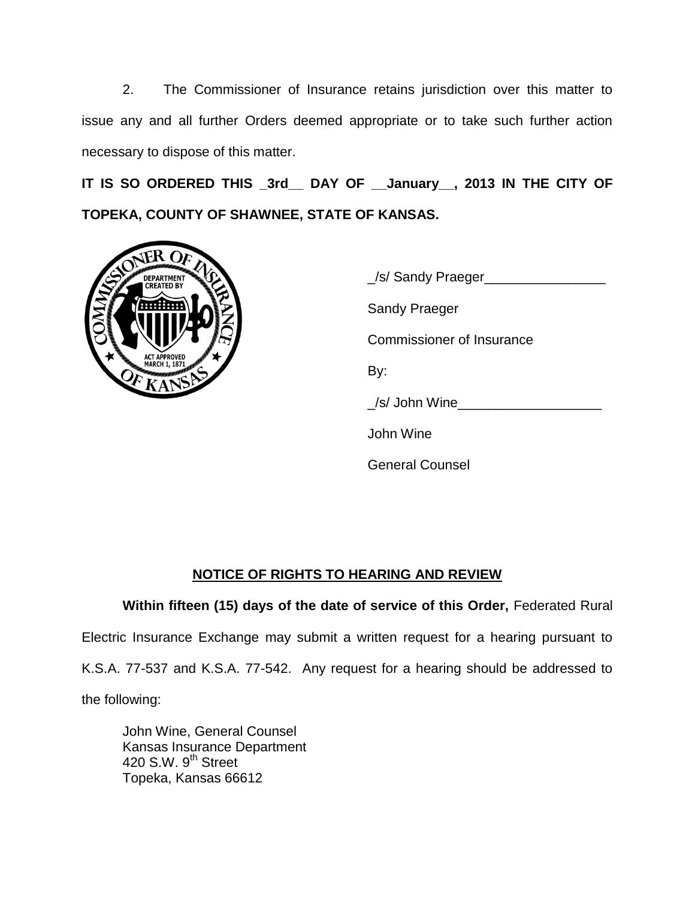2. The Commissioner of Insurance retains jurisdiction over this matter to issue any and all further Orders deemed appropriate or to take such further action necessary to dispose of this matter.

**IT IS SO ORDERED THIS _3rd__ DAY OF __January__, 2013 IN THE CITY OF TOPEKA, COUNTY OF SHAWNEE, STATE OF KANSAS.**

_/s/ Sandy Praeger________________

Sandy Praeger

Commissioner of Insurance

By:

_/s/ John Wine___________________

John Wine

General Counsel

## NOTICE OF RIGHTS TO HEARING AND REVIEW

**Within fifteen (15) days of the date of service of this Order,** Federated Rural Electric Insurance Exchange may submit a written request for a hearing pursuant to K.S.A. 77-537 and K.S.A. 77-542. Any request for a hearing should be addressed to the following:

John Wine, General Counsel
Kansas Insurance Department
420 S.W. 9th Street
Topeka, Kansas 66612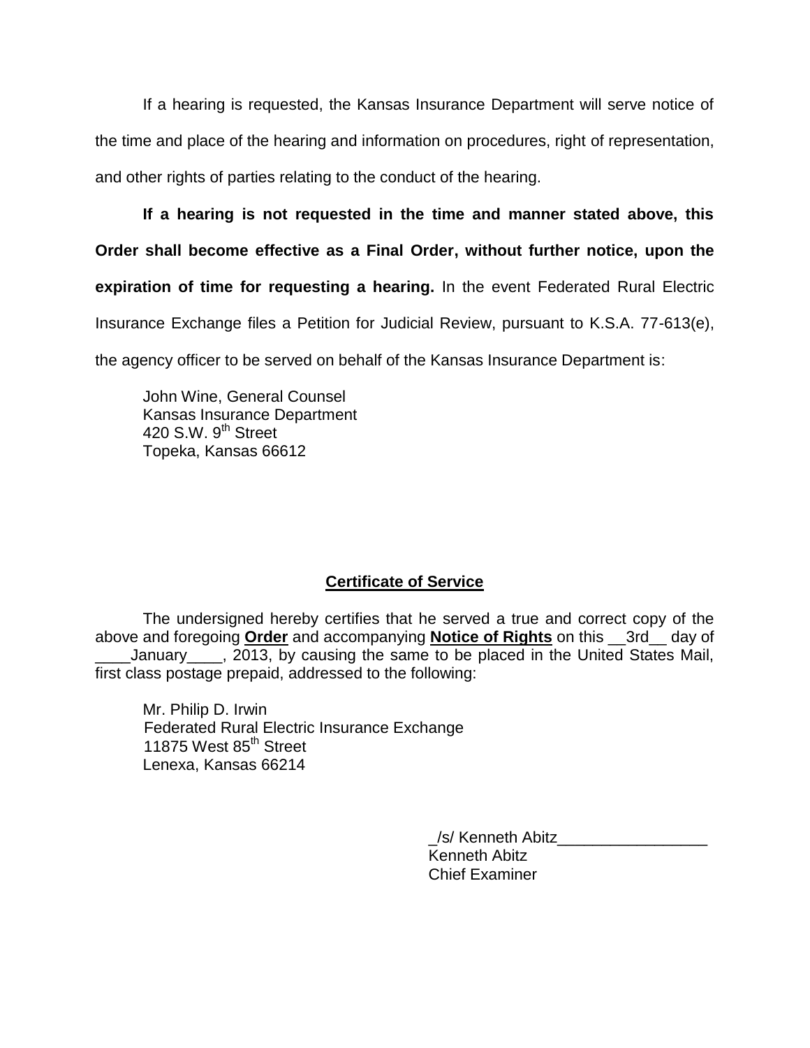If a hearing is requested, the Kansas Insurance Department will serve notice of the time and place of the hearing and information on procedures, right of representation, and other rights of parties relating to the conduct of the hearing.

**If a hearing is not requested in the time and manner stated above, this Order shall become effective as a Final Order, without further notice, upon the expiration of time for requesting a hearing.** In the event Federated Rural Electric Insurance Exchange files a Petition for Judicial Review, pursuant to K.S.A. 77-613(e), the agency officer to be served on behalf of the Kansas Insurance Department is:

John Wine, General Counsel
Kansas Insurance Department
420 S.W. 9th Street
Topeka, Kansas 66612

## Certificate of Service

The undersigned hereby certifies that he served a true and correct copy of the above and foregoing **Order** and accompanying **Notice of Rights** on this __3rd__ day of ____January____, 2013, by causing the same to be placed in the United States Mail, first class postage prepaid, addressed to the following:

Mr. Philip D. Irwin
Federated Rural Electric Insurance Exchange
11875 West 85th Street
Lenexa, Kansas 66214

_/s/ Kenneth Abitz_________________
Kenneth Abitz
Chief Examiner